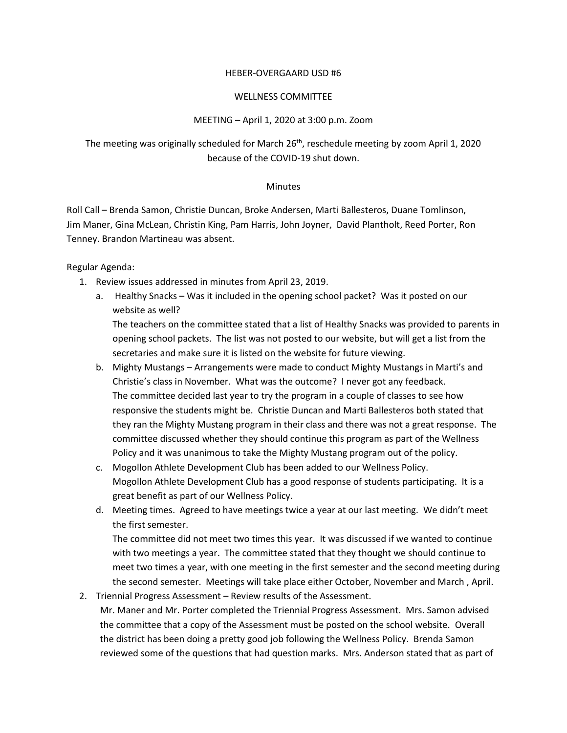HEBER-OVERGAARD USD #6

WELLNESS COMMITTEE

MEETING – April 1, 2020 at 3:00 p.m. Zoom

The meeting was originally scheduled for March 26th, reschedule meeting by zoom April 1, 2020 because of the COVID-19 shut down.

Minutes

Roll Call – Brenda Samon, Christie Duncan, Broke Andersen, Marti Ballesteros, Duane Tomlinson, Jim Maner, Gina McLean, Christin King, Pam Harris, John Joyner, David Plantholt, Reed Porter, Ron Tenney. Brandon Martineau was absent.

Regular Agenda:

1. Review issues addressed in minutes from April 23, 2019.
   a. Healthy Snacks – Was it included in the opening school packet? Was it posted on our website as well?
      The teachers on the committee stated that a list of Healthy Snacks was provided to parents in opening school packets. The list was not posted to our website, but will get a list from the secretaries and make sure it is listed on the website for future viewing.
   b. Mighty Mustangs – Arrangements were made to conduct Mighty Mustangs in Marti's and Christie's class in November. What was the outcome? I never got any feedback.
      The committee decided last year to try the program in a couple of classes to see how responsive the students might be. Christie Duncan and Marti Ballesteros both stated that they ran the Mighty Mustang program in their class and there was not a great response. The committee discussed whether they should continue this program as part of the Wellness Policy and it was unanimous to take the Mighty Mustang program out of the policy.
   c. Mogollon Athlete Development Club has been added to our Wellness Policy.
      Mogollon Athlete Development Club has a good response of students participating. It is a great benefit as part of our Wellness Policy.
   d. Meeting times. Agreed to have meetings twice a year at our last meeting. We didn't meet the first semester.
      The committee did not meet two times this year. It was discussed if we wanted to continue with two meetings a year. The committee stated that they thought we should continue to meet two times a year, with one meeting in the first semester and the second meeting during the second semester. Meetings will take place either October, November and March , April.
2. Triennial Progress Assessment – Review results of the Assessment.
   Mr. Maner and Mr. Porter completed the Triennial Progress Assessment. Mrs. Samon advised the committee that a copy of the Assessment must be posted on the school website. Overall the district has been doing a pretty good job following the Wellness Policy. Brenda Samon reviewed some of the questions that had question marks. Mrs. Anderson stated that as part of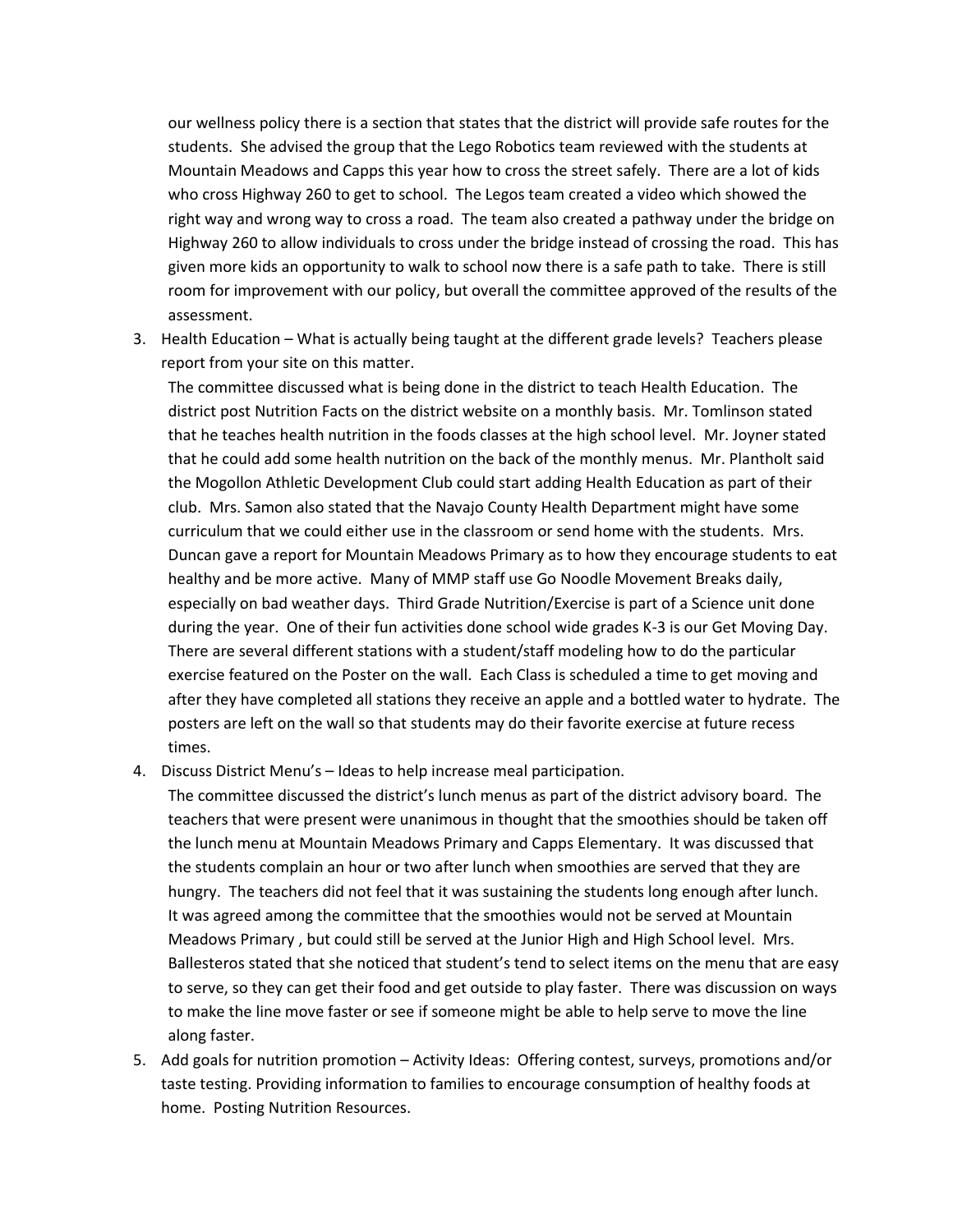our wellness policy there is a section that states that the district will provide safe routes for the students. She advised the group that the Lego Robotics team reviewed with the students at Mountain Meadows and Capps this year how to cross the street safely. There are a lot of kids who cross Highway 260 to get to school. The Legos team created a video which showed the right way and wrong way to cross a road. The team also created a pathway under the bridge on Highway 260 to allow individuals to cross under the bridge instead of crossing the road. This has given more kids an opportunity to walk to school now there is a safe path to take. There is still room for improvement with our policy, but overall the committee approved of the results of the assessment.

3. Health Education – What is actually being taught at the different grade levels? Teachers please report from your site on this matter.

   The committee discussed what is being done in the district to teach Health Education. The district post Nutrition Facts on the district website on a monthly basis. Mr. Tomlinson stated that he teaches health nutrition in the foods classes at the high school level. Mr. Joyner stated that he could add some health nutrition on the back of the monthly menus. Mr. Plantholt said the Mogollon Athletic Development Club could start adding Health Education as part of their club. Mrs. Samon also stated that the Navajo County Health Department might have some curriculum that we could either use in the classroom or send home with the students. Mrs. Duncan gave a report for Mountain Meadows Primary as to how they encourage students to eat healthy and be more active. Many of MMP staff use Go Noodle Movement Breaks daily, especially on bad weather days. Third Grade Nutrition/Exercise is part of a Science unit done during the year. One of their fun activities done school wide grades K-3 is our Get Moving Day. There are several different stations with a student/staff modeling how to do the particular exercise featured on the Poster on the wall. Each Class is scheduled a time to get moving and after they have completed all stations they receive an apple and a bottled water to hydrate. The posters are left on the wall so that students may do their favorite exercise at future recess times.

4. Discuss District Menu's – Ideas to help increase meal participation.

   The committee discussed the district's lunch menus as part of the district advisory board. The teachers that were present were unanimous in thought that the smoothies should be taken off the lunch menu at Mountain Meadows Primary and Capps Elementary. It was discussed that the students complain an hour or two after lunch when smoothies are served that they are hungry. The teachers did not feel that it was sustaining the students long enough after lunch. It was agreed among the committee that the smoothies would not be served at Mountain Meadows Primary , but could still be served at the Junior High and High School level. Mrs. Ballesteros stated that she noticed that student's tend to select items on the menu that are easy to serve, so they can get their food and get outside to play faster. There was discussion on ways to make the line move faster or see if someone might be able to help serve to move the line along faster.

5. Add goals for nutrition promotion – Activity Ideas: Offering contest, surveys, promotions and/or taste testing. Providing information to families to encourage consumption of healthy foods at home. Posting Nutrition Resources.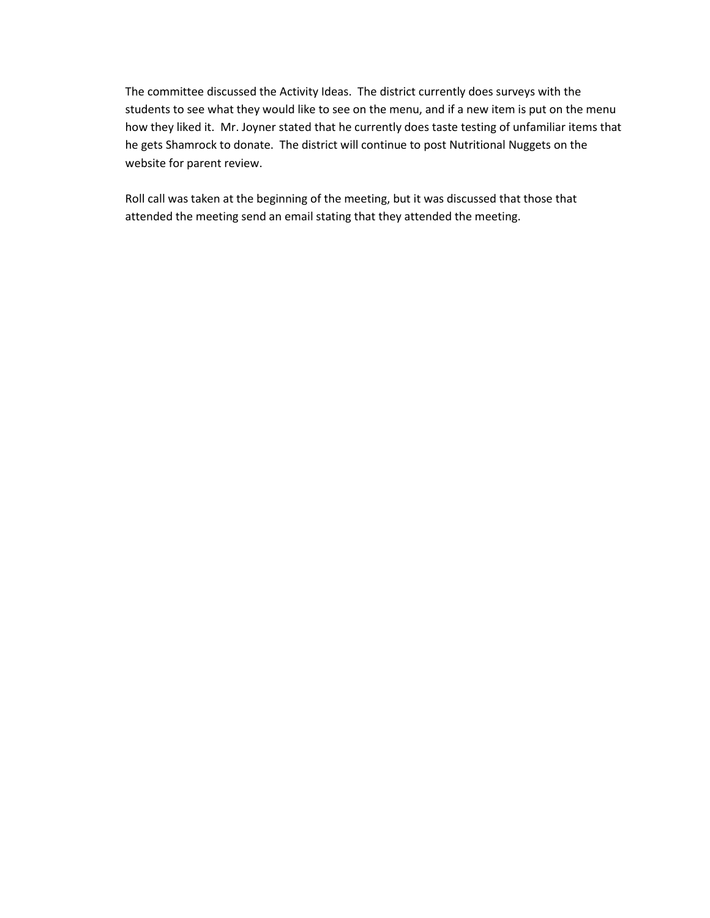The committee discussed the Activity Ideas.  The district currently does surveys with the students to see what they would like to see on the menu, and if a new item is put on the menu how they liked it.  Mr. Joyner stated that he currently does taste testing of unfamiliar items that he gets Shamrock to donate.  The district will continue to post Nutritional Nuggets on the website for parent review.

Roll call was taken at the beginning of the meeting, but it was discussed that those that attended the meeting send an email stating that they attended the meeting.